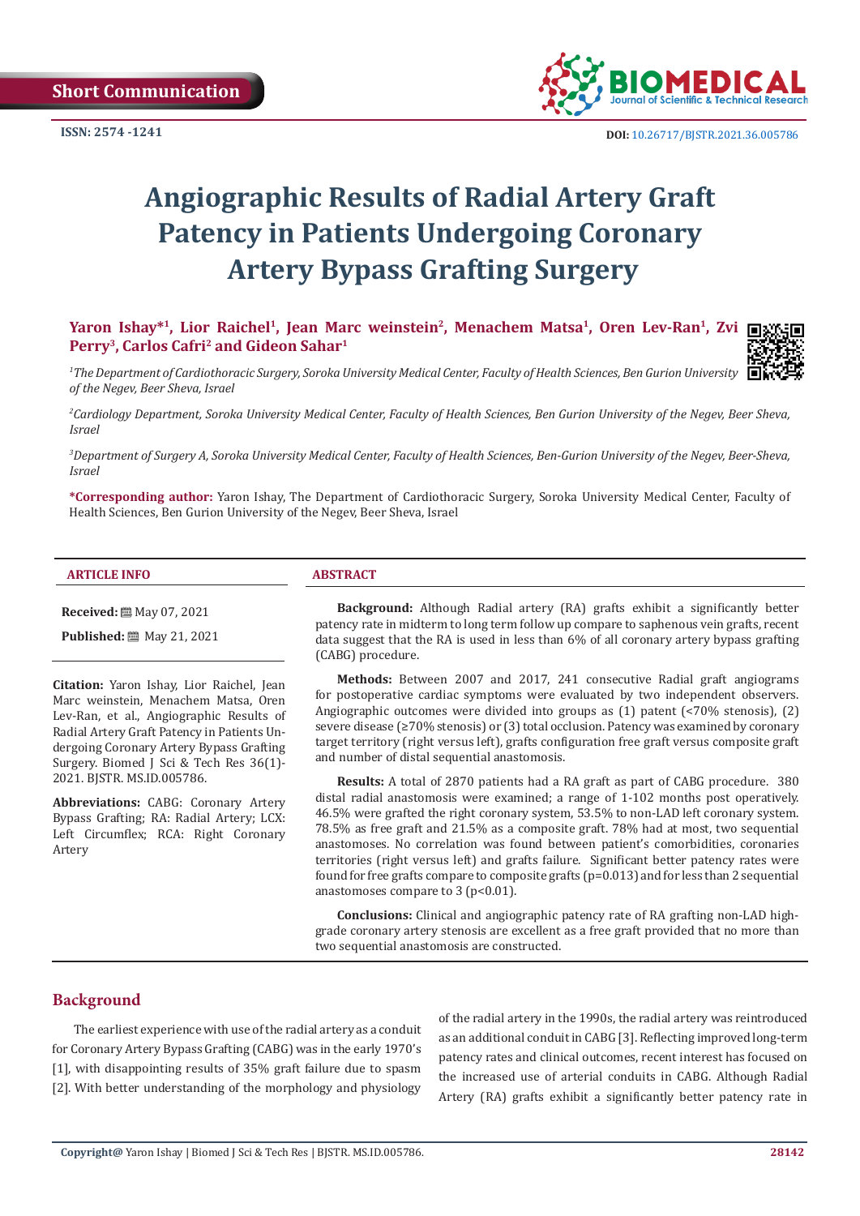Short Communication

ISSN: 2574 -1241

DOI: 10.26717/BJSTR.2021.36.005786

# Angiographic Results of Radial Artery Graft Patency in Patients Undergoing Coronary Artery Bypass Grafting Surgery

**Yaron Ishay*[1], Lior Raichel[1], Jean Marc weinstein[2], Menachem Matsa[1], Oren Lev-Ran[1], Zvi Perry[3], Carlos Cafri[2] and Gideon Sahar[1]**

[1]*The Department of Cardiothoracic Surgery, Soroka University Medical Center, Faculty of Health Sciences, Ben Gurion University of the Negev, Beer Sheva, Israel*

[2]*Cardiology Department, Soroka University Medical Center, Faculty of Health Sciences, Ben Gurion University of the Negev, Beer Sheva, Israel*

[3]*Department of Surgery A, Soroka University Medical Center, Faculty of Health Sciences, Ben-Gurion University of the Negev, Beer-Sheva, Israel*

**\*Corresponding author:** Yaron Ishay, The Department of Cardiothoracic Surgery, Soroka University Medical Center, Faculty of Health Sciences, Ben Gurion University of the Negev, Beer Sheva, Israel

## ARTICLE INFO

**Received:** May 07, 2021

**Published:** May 21, 2021

**Citation:** Yaron Ishay, Lior Raichel, Jean Marc weinstein, Menachem Matsa, Oren Lev-Ran, et al., Angiographic Results of Radial Artery Graft Patency in Patients Undergoing Coronary Artery Bypass Grafting Surgery. Biomed J Sci & Tech Res 36(1)-2021. BJSTR. MS.ID.005786.

**Abbreviations:** CABG: Coronary Artery Bypass Grafting; RA: Radial Artery; LCX: Left Circumflex; RCA: Right Coronary Artery

## ABSTRACT

**Background:** Although Radial artery (RA) grafts exhibit a significantly better patency rate in midterm to long term follow up compare to saphenous vein grafts, recent data suggest that the RA is used in less than 6% of all coronary artery bypass grafting (CABG) procedure.

**Methods:** Between 2007 and 2017, 241 consecutive Radial graft angiograms for postoperative cardiac symptoms were evaluated by two independent observers. Angiographic outcomes were divided into groups as (1) patent (<70% stenosis), (2) severe disease (≥70% stenosis) or (3) total occlusion. Patency was examined by coronary target territory (right versus left), grafts configuration free graft versus composite graft and number of distal sequential anastomosis.

**Results:** A total of 2870 patients had a RA graft as part of CABG procedure. 380 distal radial anastomosis were examined; a range of 1-102 months post operatively. 46.5% were grafted the right coronary system, 53.5% to non-LAD left coronary system. 78.5% as free graft and 21.5% as a composite graft. 78% had at most, two sequential anastomoses. No correlation was found between patient's comorbidities, coronaries territories (right versus left) and grafts failure. Significant better patency rates were found for free grafts compare to composite grafts ($p=0.013$) and for less than 2 sequential anastomoses compare to 3 ($p<0.01$).

**Conclusions:** Clinical and angiographic patency rate of RA grafting non-LAD high-grade coronary artery stenosis are excellent as a free graft provided that no more than two sequential anastomosis are constructed.

## Background

The earliest experience with use of the radial artery as a conduit for Coronary Artery Bypass Grafting (CABG) was in the early 1970's [1], with disappointing results of 35% graft failure due to spasm [2]. With better understanding of the morphology and physiology of the radial artery in the 1990s, the radial artery was reintroduced as an additional conduit in CABG [3]. Reflecting improved long-term patency rates and clinical outcomes, recent interest has focused on the increased use of arterial conduits in CABG. Although Radial Artery (RA) grafts exhibit a significantly better patency rate in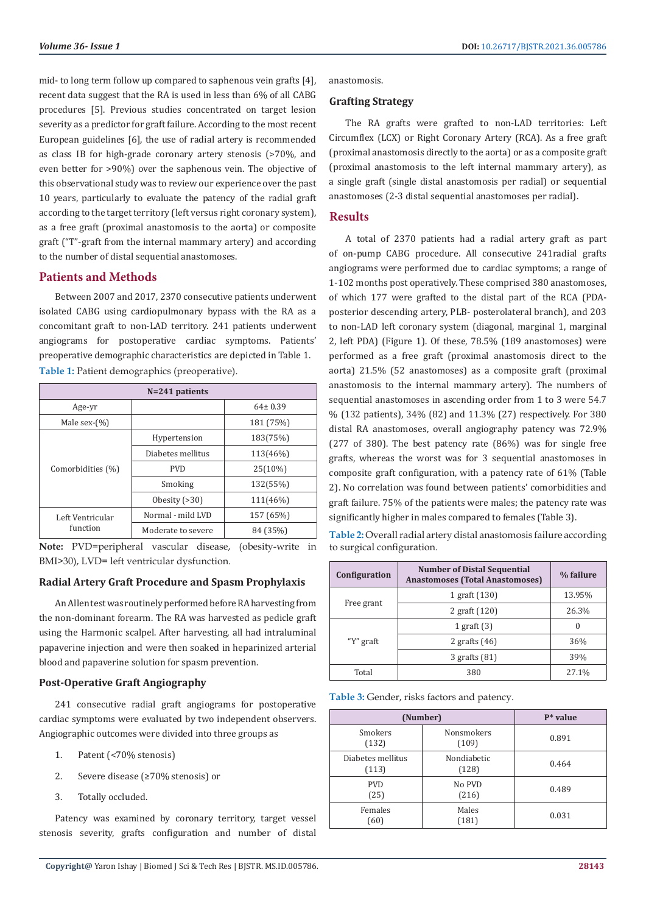mid- to long term follow up compared to saphenous vein grafts [4], recent data suggest that the RA is used in less than 6% of all CABG procedures [5]. Previous studies concentrated on target lesion severity as a predictor for graft failure. According to the most recent European guidelines [6], the use of radial artery is recommended as class IB for high-grade coronary artery stenosis (>70%, and even better for >90%) over the saphenous vein. The objective of this observational study was to review our experience over the past 10 years, particularly to evaluate the patency of the radial graft according to the target territory (left versus right coronary system), as a free graft (proximal anastomosis to the aorta) or composite graft ("T"-graft from the internal mammary artery) and according to the number of distal sequential anastomoses.

## Patients and Methods

Between 2007 and 2017, 2370 consecutive patients underwent isolated CABG using cardiopulmonary bypass with the RA as a concomitant graft to non-LAD territory. 241 patients underwent angiograms for postoperative cardiac symptoms. Patients' preoperative demographic characteristics are depicted in Table 1.

**Table 1:** Patient demographics (preoperative).

| N=241 patients | | |
|---|---|---|
| Age-yr | | 64± 0.39 |
| Male sex-(%) | | 181 (75%) |
| Comorbidities (%) | Hypertension | 183(75%) |
| | Diabetes mellitus | 113(46%) |
| | PVD | 25(10%) |
| | Smoking | 132(55%) |
| | Obesity (>30) | 111(46%) |
| Left Ventricular function | Normal - mild LVD | 157 (65%) |
| | Moderate to severe | 84 (35%) |

**Note:** PVD=peripheral vascular disease, (obesity-write in BMI>30), LVD= left ventricular dysfunction.

### Radial Artery Graft Procedure and Spasm Prophylaxis

An Allen test was routinely performed before RA harvesting from the non-dominant forearm. The RA was harvested as pedicle graft using the Harmonic scalpel. After harvesting, all had intraluminal papaverine injection and were then soaked in heparinized arterial blood and papaverine solution for spasm prevention.

### Post-Operative Graft Angiography

241 consecutive radial graft angiograms for postoperative cardiac symptoms were evaluated by two independent observers. Angiographic outcomes were divided into three groups as

1. Patent (<70% stenosis)
2. Severe disease (≥70% stenosis) or
3. Totally occluded.

Patency was examined by coronary territory, target vessel stenosis severity, grafts configuration and number of distal anastomosis.

### Grafting Strategy

The RA grafts were grafted to non-LAD territories: Left Circumflex (LCX) or Right Coronary Artery (RCA). As a free graft (proximal anastomosis directly to the aorta) or as a composite graft (proximal anastomosis to the left internal mammary artery), as a single graft (single distal anastomosis per radial) or sequential anastomoses (2-3 distal sequential anastomoses per radial).

## Results

A total of 2370 patients had a radial artery graft as part of on-pump CABG procedure. All consecutive 241radial grafts angiograms were performed due to cardiac symptoms; a range of 1-102 months post operatively. These comprised 380 anastomoses, of which 177 were grafted to the distal part of the RCA (PDA-posterior descending artery, PLB- posterolateral branch), and 203 to non-LAD left coronary system (diagonal, marginal 1, marginal 2, left PDA) (Figure 1). Of these, 78.5% (189 anastomoses) were performed as a free graft (proximal anastomosis direct to the aorta) 21.5% (52 anastomoses) as a composite graft (proximal anastomosis to the internal mammary artery). The numbers of sequential anastomoses in ascending order from 1 to 3 were 54.7 % (132 patients), 34% (82) and 11.3% (27) respectively. For 380 distal RA anastomoses, overall angiography patency was 72.9% (277 of 380). The best patency rate (86%) was for single free grafts, whereas the worst was for 3 sequential anastomoses in composite graft configuration, with a patency rate of 61% (Table 2). No correlation was found between patients' comorbidities and graft failure. 75% of the patients were males; the patency rate was significantly higher in males compared to females (Table 3).

**Table 2:** Overall radial artery distal anastomosis failure according to surgical configuration.

| Configuration | Number of Distal Sequential Anastomoses (Total Anastomoses) | % failure |
|---|---|---|
| Free grant | 1 graft (130) | 13.95% |
| | 2 graft (120) | 26.3% |
| "Y" graft | 1 graft (3) | 0 |
| | 2 grafts (46) | 36% |
| | 3 grafts (81) | 39% |
| Total | 380 | 27.1% |

**Table 3:** Gender, risks factors and patency.

| (Number) | | P* value |
|---|---|---|
| Smokers (132) | Nonsmokers (109) | 0.891 |
| Diabetes mellitus (113) | Nondiabetic (128) | 0.464 |
| PVD (25) | No PVD (216) | 0.489 |
| Females (60) | Males (181) | 0.031 |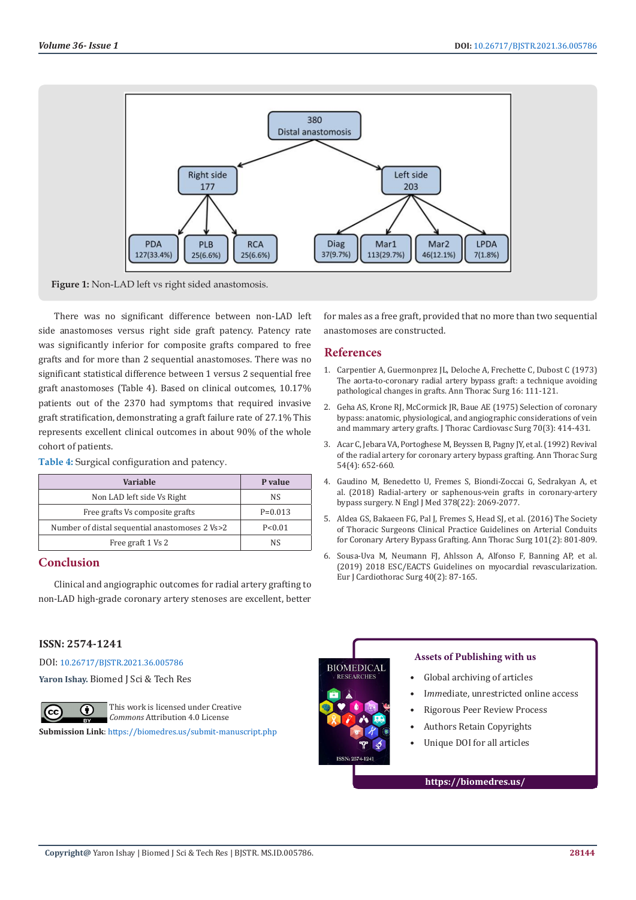380
Distal anastomosis

Right side
177

Left side
203

PDA
127(33.4%)

PLB
25(6.6%)

RCA
25(6.6%)

Diag
37(9.7%)

Mar1
113(29.7%)

Mar2
46(12.1%)

LPDA
7(1.8%)

**Figure 1:** Non-LAD left vs right sided anastomosis.

There was no significant difference between non-LAD left side anastomoses versus right side graft patency. Patency rate was significantly inferior for composite grafts compared to free grafts and for more than 2 sequential anastomoses. There was no significant statistical difference between 1 versus 2 sequential free graft anastomoses (Table 4). Based on clinical outcomes, 10.17% patients out of the 2370 had symptoms that required invasive graft stratification, demonstrating a graft failure rate of 27.1% This represents excellent clinical outcomes in about 90% of the whole cohort of patients.

**Table 4:** Surgical configuration and patency.

| Variable | P value |
|---|---|
| Non LAD left side Vs Right | NS |
| Free grafts Vs composite grafts | P=0.013 |
| Number of distal sequential anastomoses 2 Vs>2 | P<0.01 |
| Free graft 1 Vs 2 | NS |

## Conclusion

Clinical and angiographic outcomes for radial artery grafting to non-LAD high-grade coronary artery stenoses are excellent, better for males as a free graft, provided that no more than two sequential anastomoses are constructed.

## References

1. Carpentier A, Guermonprez JL, Deloche A, Frechette C, Dubost C (1973) The aorta-to-coronary radial artery bypass graft: a technique avoiding pathological changes in grafts. Ann Thorac Surg 16: 111-121.
2. Geha AS, Krone RJ, McCormick JR, Baue AE (1975) Selection of coronary bypass: anatomic, physiological, and angiographic considerations of vein and mammary artery grafts. J Thorac Cardiovasc Surg 70(3): 414-431.
3. Acar C, Jebara VA, Portoghese M, Beyssen B, Pagny JY, et al. (1992) Revival of the radial artery for coronary artery bypass grafting. Ann Thorac Surg 54(4): 652-660.
4. Gaudino M, Benedetto U, Fremes S, Biondi-Zoccai G, Sedrakyan A, et al. (2018) Radial-artery or saphenous-vein grafts in coronary-artery bypass surgery. N Engl J Med 378(22): 2069-2077.
5. Aldea GS, Bakaeen FG, Pal J, Fremes S, Head SJ, et al. (2016) The Society of Thoracic Surgeons Clinical Practice Guidelines on Arterial Conduits for Coronary Artery Bypass Grafting. Ann Thorac Surg 101(2): 801-809.
6. Sousa-Uva M, Neumann FJ, Ahlsson A, Alfonso F, Banning AP, et al. (2019) 2018 ESC/EACTS Guidelines on myocardial revascularization. Eur J Cardiothorac Surg 40(2): 87-165.

**ISSN: 2574-1241**

DOI: 10.26717/BJSTR.2021.36.005786

**Yaron Ishay.** Biomed J Sci & Tech Res

This work is licensed under Creative *Commons* Attribution 4.0 License

**Submission Link**: https://biomedres.us/submit-manuscript.php

**Assets of Publishing with us**

- Global archiving of articles
- Immediate, unrestricted online access
- Rigorous Peer Review Process
- Authors Retain Copyrights
- Unique DOI for all articles

**https://biomedres.us/**